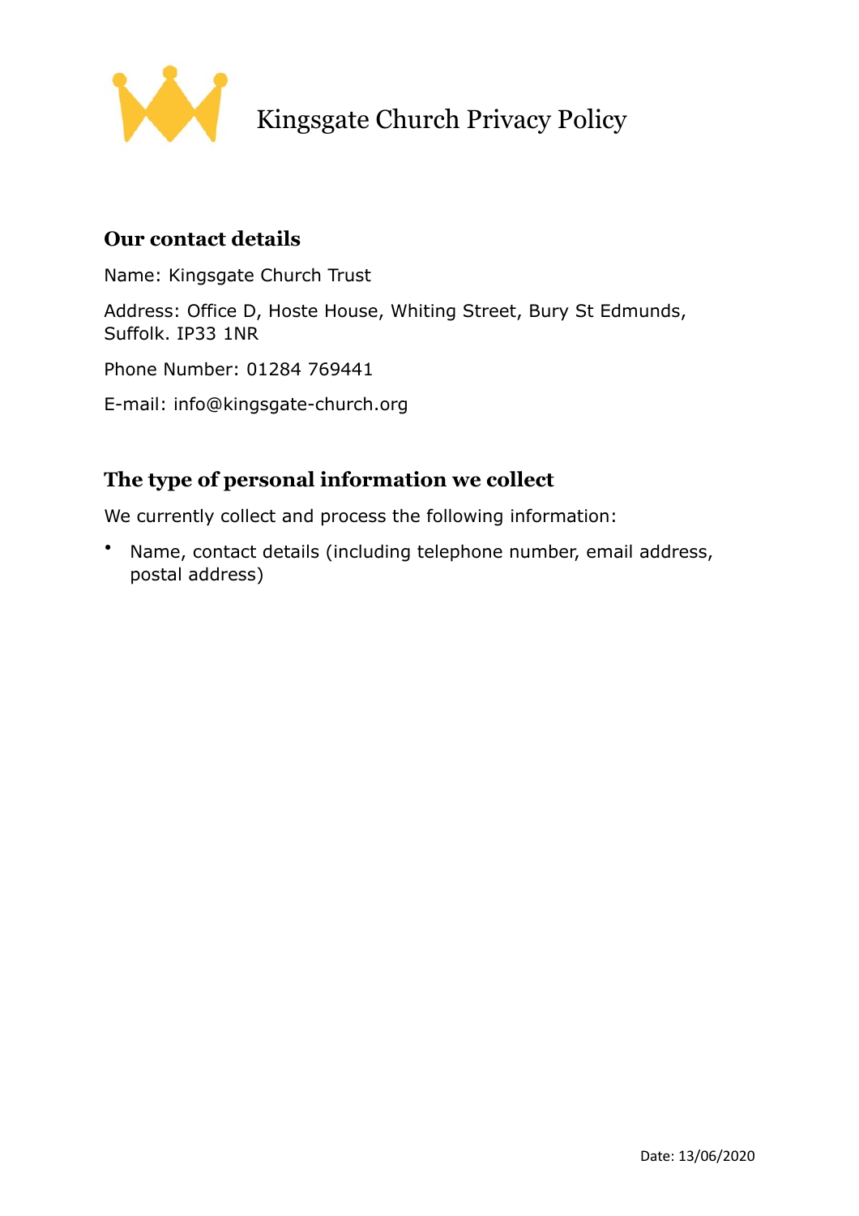# Kingsgate Church Privacy Policy

## Our contact details

Name: Kingsgate Church Trust

Address: Office D, Hoste House, Whiting Street, Bury St Edmunds, Suffolk. IP33 1NR

Phone Number: 01284 769441

E-mail: info@kingsgate-church.org

## The type of personal information we collect

We currently collect and process the following information:

- Name, contact details (including telephone number, email address, postal address)

Date: 13/06/2020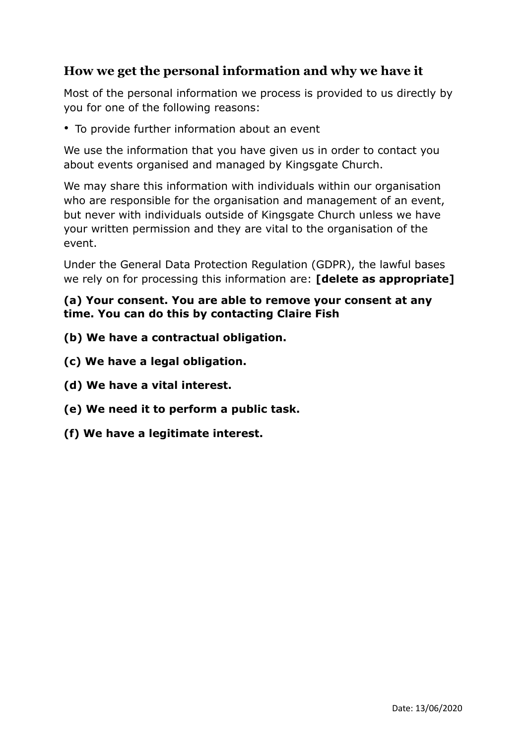## How we get the personal information and why we have it

Most of the personal information we process is provided to us directly by you for one of the following reasons:

- To provide further information about an event

We use the information that you have given us in order to contact you about events organised and managed by Kingsgate Church.

We may share this information with individuals within our organisation who are responsible for the organisation and management of an event, but never with individuals outside of Kingsgate Church unless we have your written permission and they are vital to the organisation of the event.

Under the General Data Protection Regulation (GDPR), the lawful bases we rely on for processing this information are: **[delete as appropriate]**

**(a) Your consent. You are able to remove your consent at any time. You can do this by contacting Claire Fish**

**(b) We have a contractual obligation.**

**(c) We have a legal obligation.**

**(d) We have a vital interest.**

**(e) We need it to perform a public task.**

**(f) We have a legitimate interest.**

Date: 13/06/2020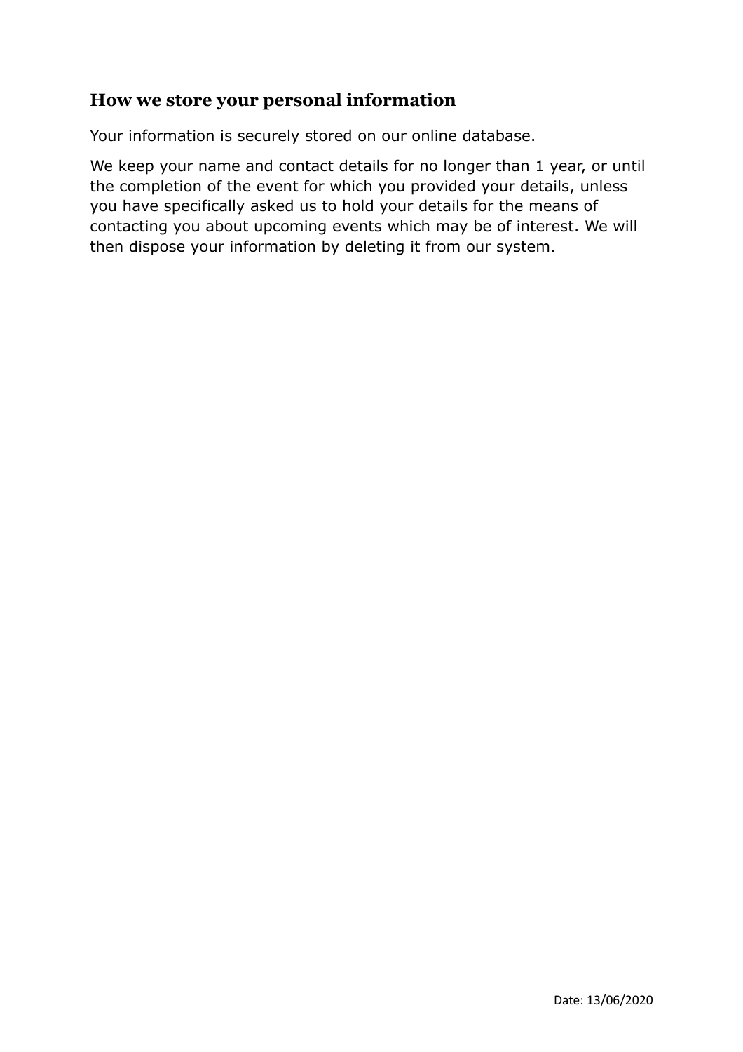## How we store your personal information

Your information is securely stored on our online database.

We keep your name and contact details for no longer than 1 year, or until the completion of the event for which you provided your details, unless you have specifically asked us to hold your details for the means of contacting you about upcoming events which may be of interest. We will then dispose your information by deleting it from our system.

Date: 13/06/2020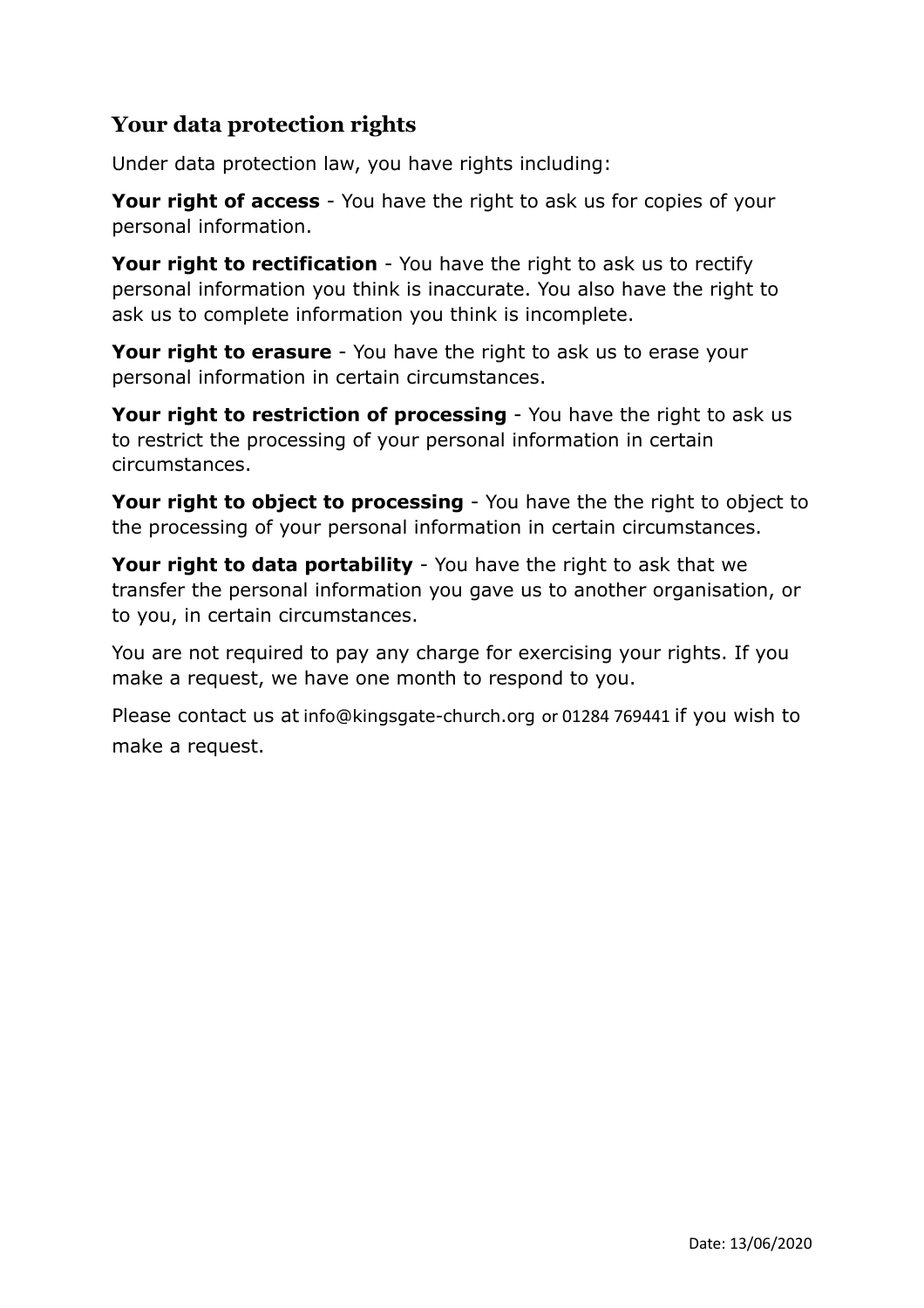## Your data protection rights

Under data protection law, you have rights including:

**Your right of access** - You have the right to ask us for copies of your personal information.

**Your right to rectification** - You have the right to ask us to rectify personal information you think is inaccurate. You also have the right to ask us to complete information you think is incomplete.

**Your right to erasure** - You have the right to ask us to erase your personal information in certain circumstances.

**Your right to restriction of processing** - You have the right to ask us to restrict the processing of your personal information in certain circumstances.

**Your right to object to processing** - You have the the right to object to the processing of your personal information in certain circumstances.

**Your right to data portability** - You have the right to ask that we transfer the personal information you gave us to another organisation, or to you, in certain circumstances.

You are not required to pay any charge for exercising your rights. If you make a request, we have one month to respond to you.

Please contact us at info@kingsgate-church.org or 01284 769441 if you wish to make a request.

Date: 13/06/2020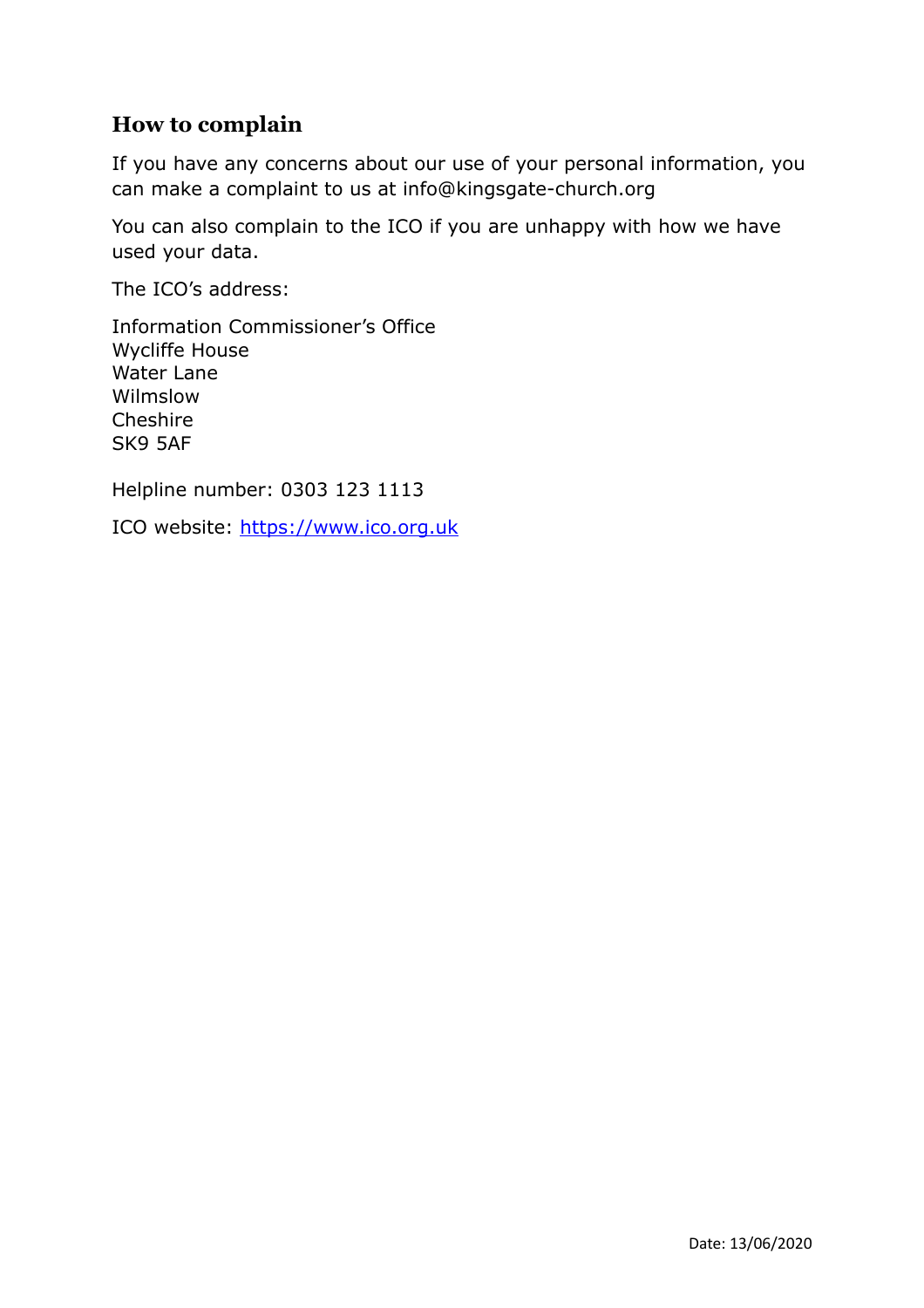## How to complain

If you have any concerns about our use of your personal information, you can make a complaint to us at info@kingsgate-church.org

You can also complain to the ICO if you are unhappy with how we have used your data.

The ICO's address:

Information Commissioner's Office
Wycliffe House
Water Lane
Wilmslow
Cheshire
SK9 5AF

Helpline number: 0303 123 1113

ICO website: https://www.ico.org.uk

Date: 13/06/2020